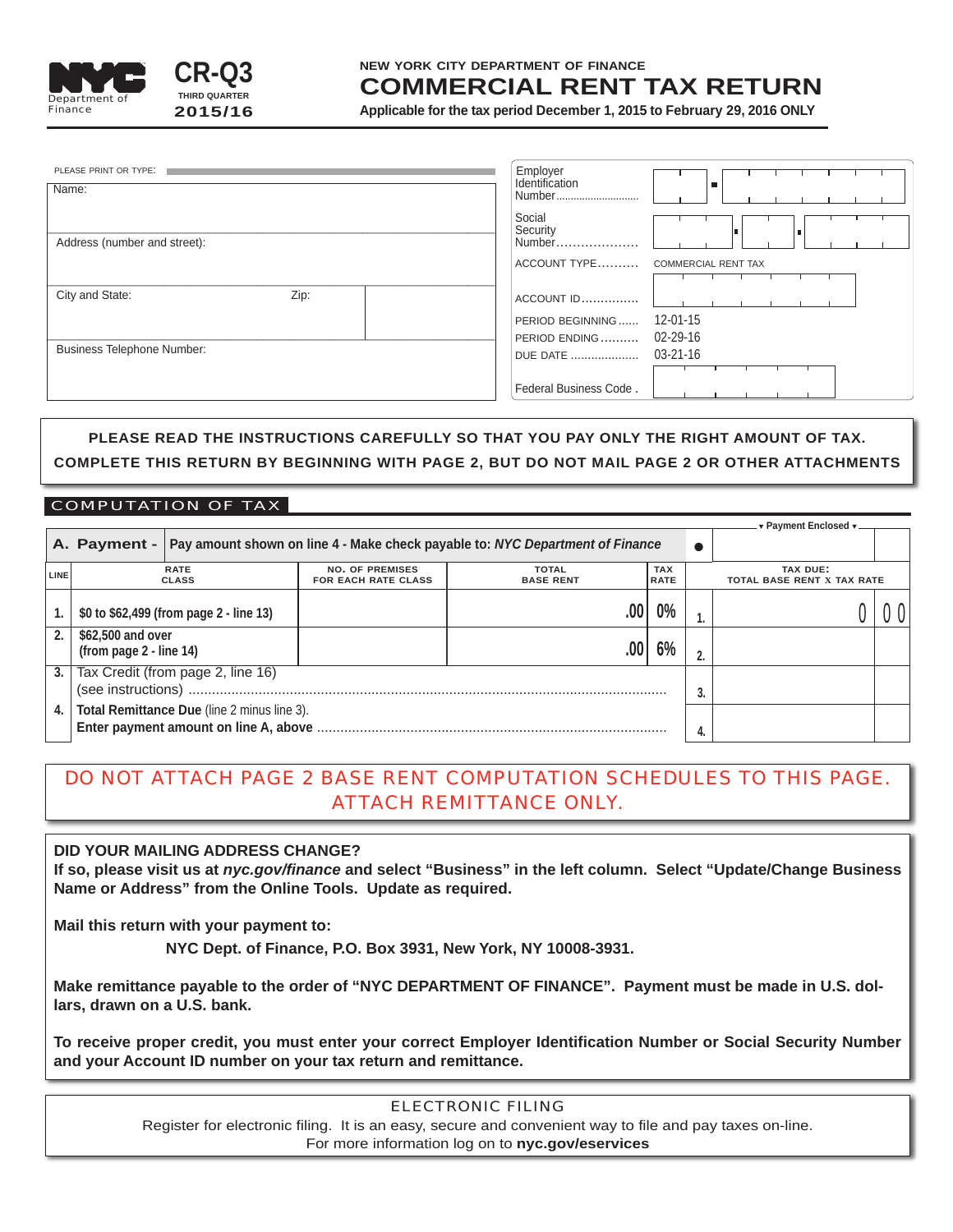NYC Department of Finance

**CR-Q3**
THIRD QUARTER
**2015/16**

NEW YORK CITY DEPARTMENT OF FINANCE

# COMMERCIAL RENT TAX RETURN

**Applicable for the tax period December 1, 2015 to February 29, 2016 ONLY**

PLEASE PRINT OR TYPE:

Name:

Address (number and street):

City and State: Zip:

Business Telephone Number:

Employer Identification Number..............................

Social Security Number....................

ACCOUNT TYPE.......... COMMERCIAL RENT TAX

ACCOUNT ID..............

PERIOD BEGINNING...... 12-01-15

PERIOD ENDING.......... 02-29-16

DUE DATE .................... 03-21-16

Federal Business Code .

**PLEASE READ THE INSTRUCTIONS CAREFULLY SO THAT YOU PAY ONLY THE RIGHT AMOUNT OF TAX.**
**COMPLETE THIS RETURN BY BEGINNING WITH PAGE 2, BUT DO NOT MAIL PAGE 2 OR OTHER ATTACHMENTS**

## COMPUTATION OF TAX

**A. Payment -** Pay amount shown on line 4 - Make check payable to: *NYC Department of Finance* ● Payment Enclosed

| LINE | RATE CLASS | NO. OF PREMISES FOR EACH RATE CLASS | TOTAL BASE RENT | TAX RATE | | TAX DUE: TOTAL BASE RENT X TAX RATE |
|---|---|---|---|---|---|---|
| 1. | $0 to $62,499 (from page 2 - line 13) | | .00 | 0% | 1. | 0 00 |
| 2. | $62,500 and over (from page 2 - line 14) | | .00 | 6% | 2. | |
| 3. | Tax Credit (from page 2, line 16) (see instructions) ........ | | | | 3. | |
| 4. | **Total Remittance Due** (line 2 minus line 3). **Enter payment amount on line A, above** ........ | | | | 4. | |

DO NOT ATTACH PAGE 2 BASE RENT COMPUTATION SCHEDULES TO THIS PAGE. ATTACH REMITTANCE ONLY.

**DID YOUR MAILING ADDRESS CHANGE?**
**If so, please visit us at *nyc.gov/finance* and select "Business" in the left column. Select "Update/Change Business Name or Address" from the Online Tools. Update as required.**

**Mail this return with your payment to:**

**NYC Dept. of Finance, P.O. Box 3931, New York, NY 10008-3931.**

**Make remittance payable to the order of "NYC DEPARTMENT OF FINANCE". Payment must be made in U.S. dollars, drawn on a U.S. bank.**

**To receive proper credit, you must enter your correct Employer Identification Number or Social Security Number and your Account ID number on your tax return and remittance.**

ELECTRONIC FILING

Register for electronic filing. It is an easy, secure and convenient way to file and pay taxes on-line.
For more information log on to **nyc.gov/eservices**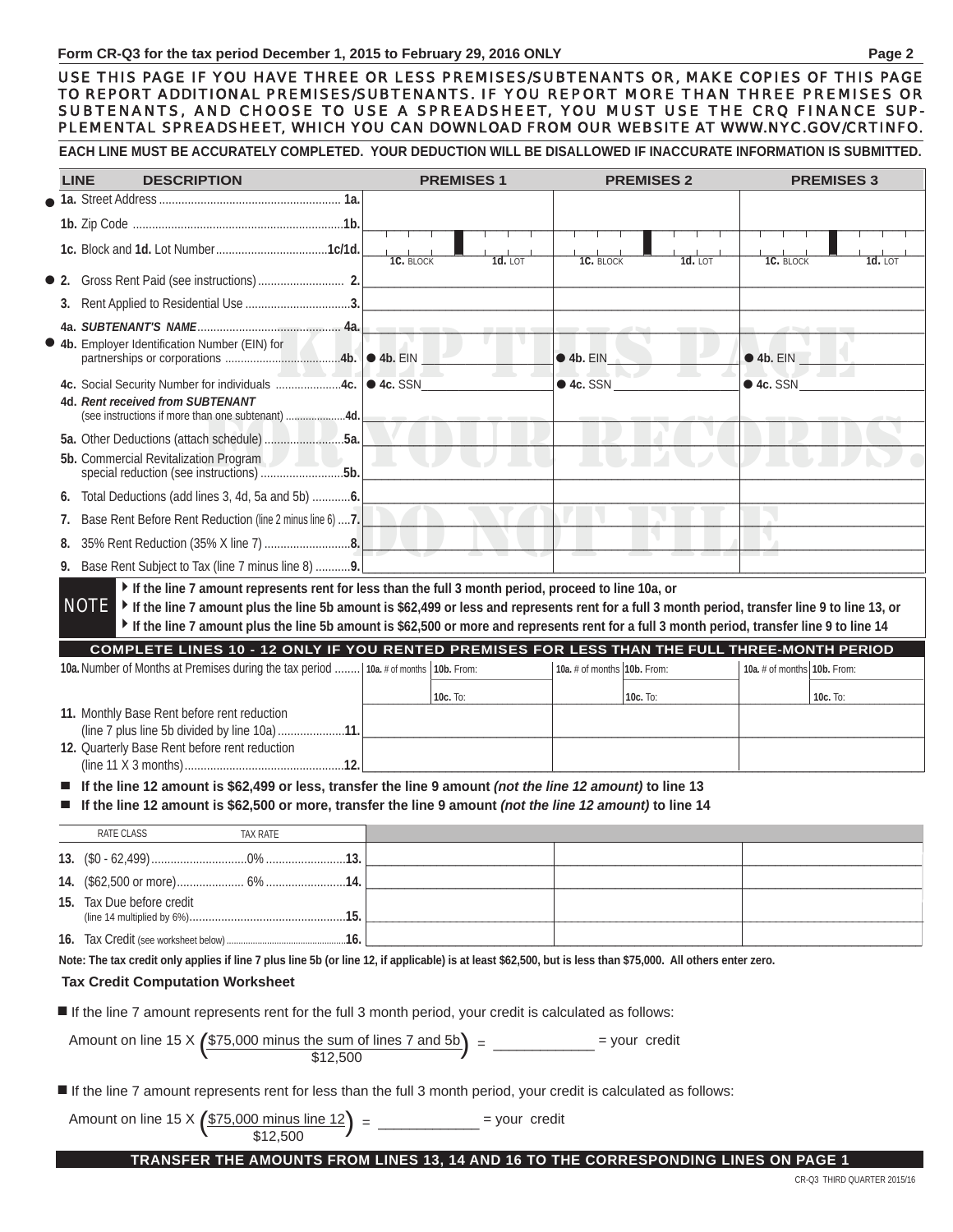**Form CR-Q3 for the tax period December 1, 2015 to February 29, 2016 ONLY**

USE THIS PAGE IF YOU HAVE THREE OR LESS PREMISES/SUBTENANTS OR, MAKE COPIES OF THIS PAGE TO REPORT ADDITIONAL PREMISES/SUBTENANTS. IF YOU REPORT MORE THAN THREE PREMISES OR SUBTENANTS, AND CHOOSE TO USE A SPREADSHEET, YOU MUST USE THE CRQ FINANCE SUPPLEMENTAL SPREADSHEET, WHICH YOU CAN DOWNLOAD FROM OUR WEBSITE AT WWW.NYC.GOV/CRTINFO.

**EACH LINE MUST BE ACCURATELY COMPLETED. YOUR DEDUCTION WILL BE DISALLOWED IF INACCURATE INFORMATION IS SUBMITTED.**

KEEP THIS PAGE FOR YOUR RECORDS. DO NOT FILE

| LINE DESCRIPTION | PREMISES 1 | PREMISES 2 | PREMISES 3 |
|---|---|---|---|
| ● 1a. Street Address ... 1a. | | | |
| 1b. Zip Code ... 1b. | | | |
| 1c. Block and 1d. Lot Number ... 1c/1d. | 1c. BLOCK 1d. LOT | 1c. BLOCK 1d. LOT | 1c. BLOCK 1d. LOT |
| ● 2. Gross Rent Paid (see instructions) ... 2. | | | |
| 3. Rent Applied to Residential Use ... 3. | | | |
| 4a. *SUBTENANT'S NAME* ... 4a. | | | |
| ● 4b. Employer Identification Number (EIN) for partnerships or corporations ... 4b. | ● 4b. EIN | ● 4b. EIN | ● 4b. EIN |
| 4c. Social Security Number for individuals ... 4c. | ● 4c. SSN | ● 4c. SSN | ● 4c. SSN |
| 4d. *Rent received from SUBTENANT* (see instructions if more than one subtenant) ... 4d. | | | |
| 5a. Other Deductions (attach schedule) ... 5a. | | | |
| 5b. Commercial Revitalization Program special reduction (see instructions) ... 5b. | | | |
| 6. Total Deductions (add lines 3, 4d, 5a and 5b) ... 6. | | | |
| 7. Base Rent Before Rent Reduction (line 2 minus line 6) ... 7. | | | |
| 8. 35% Rent Reduction (35% X line 7) ... 8. | | | |
| 9. Base Rent Subject to Tax (line 7 minus line 8) ... 9. | | | |

**NOTE**
- **If the line 7 amount represents rent for less than the full 3 month period, proceed to line 10a, or**
- **If the line 7 amount plus the line 5b amount is $62,499 or less and represents rent for a full 3 month period, transfer line 9 to line 13, or**
- **If the line 7 amount plus the line 5b amount is $62,500 or more and represents rent for a full 3 month period, transfer line 9 to line 14**

**COMPLETE LINES 10 - 12 ONLY IF YOU RENTED PREMISES FOR LESS THAN THE FULL THREE-MONTH PERIOD**

| | PREMISES 1 | | PREMISES 2 | | PREMISES 3 | |
|---|---|---|---|---|---|---|
| 10a. Number of Months at Premises during the tax period ... | 10a. # of months | 10b. From: / 10c. To: | 10a. # of months | 10b. From: / 10c. To: | 10a. # of months | 10b. From: / 10c. To: |
| 11. Monthly Base Rent before rent reduction (line 7 plus line 5b divided by line 10a) ... 11. | | | | | | |
| 12. Quarterly Base Rent before rent reduction (line 11 X 3 months) ... 12. | | | | | | |

- **If the line 12 amount is $62,499 or less, transfer the line 9 amount *(not the line 12 amount)* to line 13**
- **If the line 12 amount is $62,500 or more, transfer the line 9 amount *(not the line 12 amount)* to line 14**

| RATE CLASS / TAX RATE | PREMISES 1 | PREMISES 2 | PREMISES 3 |
|---|---|---|---|
| 13. ($0 - 62,499) ... 0% ... 13. | | | |
| 14. ($62,500 or more) ... 6% ... 14. | | | |
| 15. Tax Due before credit (line 14 multiplied by 6%) ... 15. | | | |
| 16. Tax Credit (see worksheet below) ... 16. | | | |

**Note: The tax credit only applies if line 7 plus line 5b (or line 12, if applicable) is at least $62,500, but is less than $75,000. All others enter zero.**

**Tax Credit Computation Worksheet**

- If the line 7 amount represents rent for the full 3 month period, your credit is calculated as follows:

Amount on line 15 X ( $75,000 minus the sum of lines 7 and 5b / $12,500 ) = ____________ = your credit

- If the line 7 amount represents rent for less than the full 3 month period, your credit is calculated as follows:

Amount on line 15 X ( $75,000 minus line 12 / $12,500 ) = ____________ = your credit

**TRANSFER THE AMOUNTS FROM LINES 13, 14 AND 16 TO THE CORRESPONDING LINES ON PAGE 1**